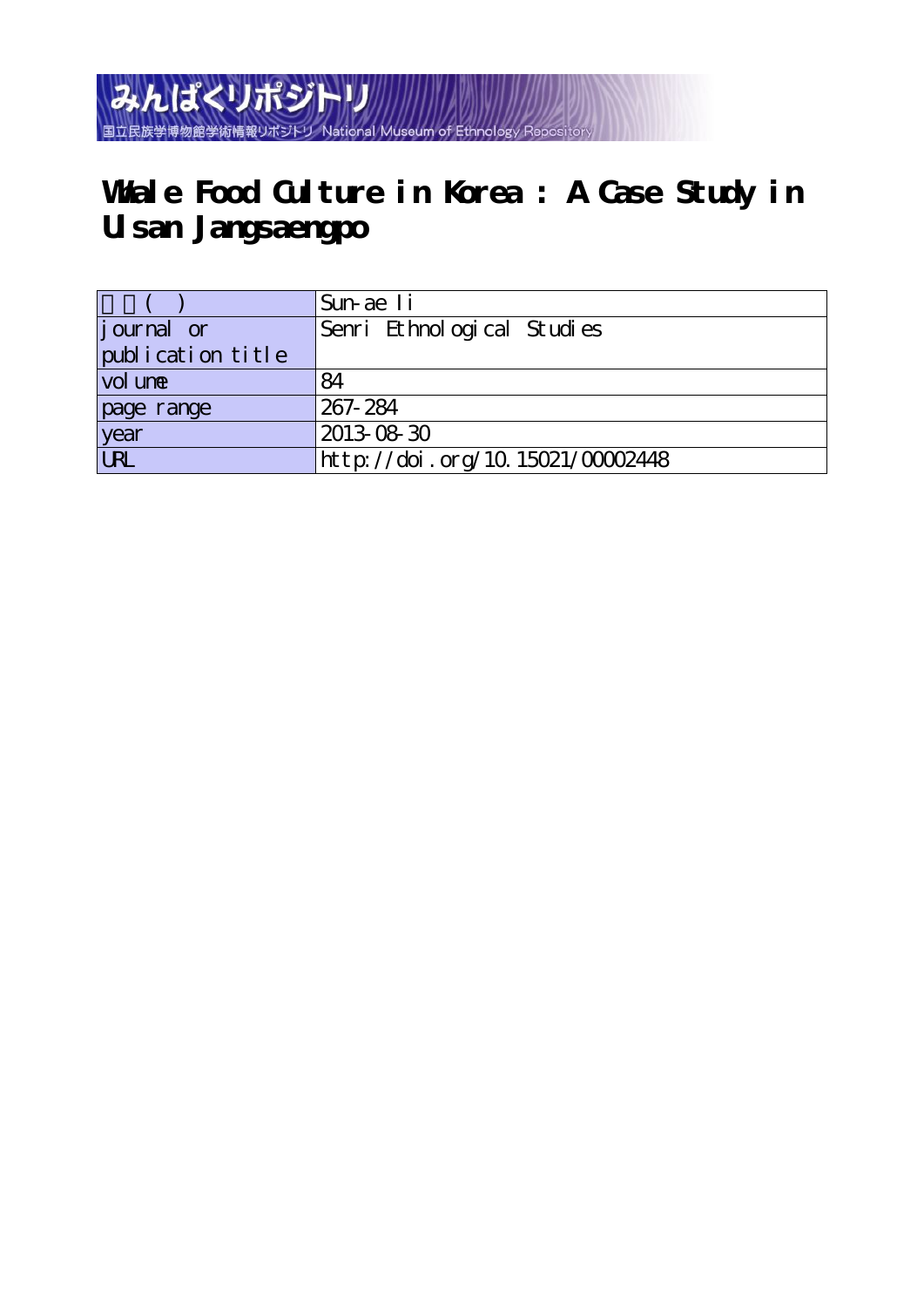みんぱくリポジトリ
国立民族学博物館学術情報リポジトリ National Museum of Ethnology Repository

# Whale Food Culture in Korea : A Case Study in Ulsan Jangsaengpo

| 著者( ) | Sun-ae Ii |
|---|---|
| journal or publication title | Senri Ethnological Studies |
| volume | 84 |
| page range | 267-284 |
| year | 2013-08-30 |
| URL | http://doi.org/10.15021/00002448 |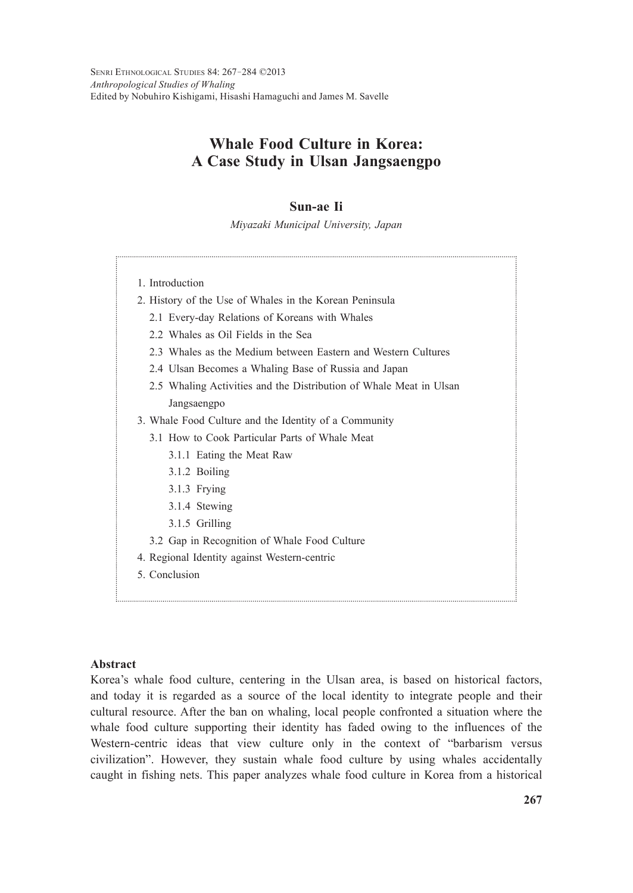Senri Ethnological Studies 84: 267–284 ©2013
*Anthropological Studies of Whaling*
Edited by Nobuhiro Kishigami, Hisashi Hamaguchi and James M. Savelle

# Whale Food Culture in Korea: A Case Study in Ulsan Jangsaengpo

**Sun-ae Ii**

*Miyazaki Municipal University, Japan*

1. Introduction
2. History of the Use of Whales in the Korean Peninsula
   - 2.1 Every-day Relations of Koreans with Whales
   - 2.2 Whales as Oil Fields in the Sea
   - 2.3 Whales as the Medium between Eastern and Western Cultures
   - 2.4 Ulsan Becomes a Whaling Base of Russia and Japan
   - 2.5 Whaling Activities and the Distribution of Whale Meat in Ulsan Jangsaengpo
3. Whale Food Culture and the Identity of a Community
   - 3.1 How to Cook Particular Parts of Whale Meat
     - 3.1.1 Eating the Meat Raw
     - 3.1.2 Boiling
     - 3.1.3 Frying
     - 3.1.4 Stewing
     - 3.1.5 Grilling
   - 3.2 Gap in Recognition of Whale Food Culture
4. Regional Identity against Western-centric
5. Conclusion

**Abstract**

Korea's whale food culture, centering in the Ulsan area, is based on historical factors, and today it is regarded as a source of the local identity to integrate people and their cultural resource. After the ban on whaling, local people confronted a situation where the whale food culture supporting their identity has faded owing to the influences of the Western-centric ideas that view culture only in the context of "barbarism versus civilization". However, they sustain whale food culture by using whales accidentally caught in fishing nets. This paper analyzes whale food culture in Korea from a historical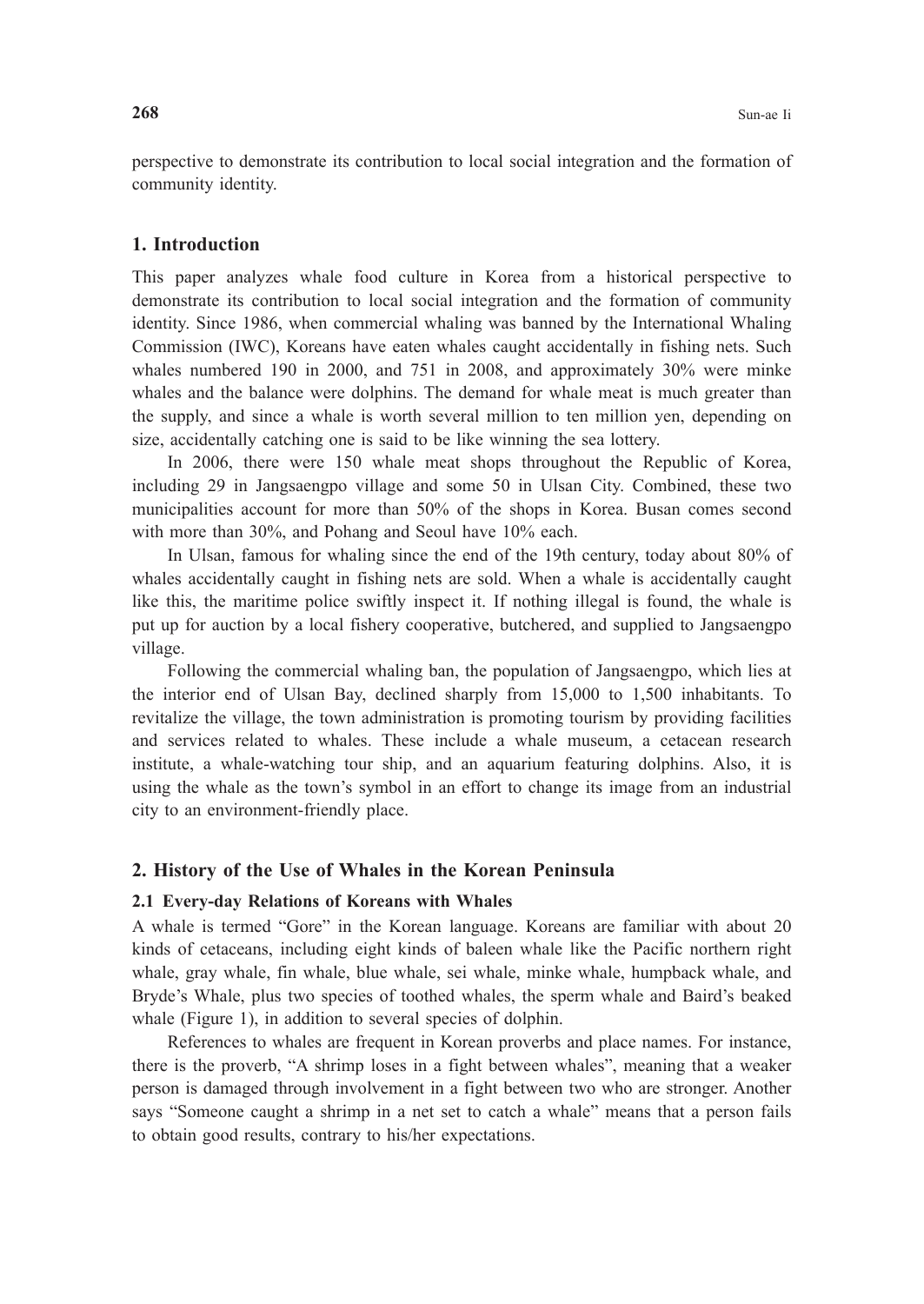perspective to demonstrate its contribution to local social integration and the formation of community identity.

## 1. Introduction

This paper analyzes whale food culture in Korea from a historical perspective to demonstrate its contribution to local social integration and the formation of community identity. Since 1986, when commercial whaling was banned by the International Whaling Commission (IWC), Koreans have eaten whales caught accidentally in fishing nets. Such whales numbered 190 in 2000, and 751 in 2008, and approximately 30% were minke whales and the balance were dolphins. The demand for whale meat is much greater than the supply, and since a whale is worth several million to ten million yen, depending on size, accidentally catching one is said to be like winning the sea lottery.

In 2006, there were 150 whale meat shops throughout the Republic of Korea, including 29 in Jangsaengpo village and some 50 in Ulsan City. Combined, these two municipalities account for more than 50% of the shops in Korea. Busan comes second with more than 30%, and Pohang and Seoul have 10% each.

In Ulsan, famous for whaling since the end of the 19th century, today about 80% of whales accidentally caught in fishing nets are sold. When a whale is accidentally caught like this, the maritime police swiftly inspect it. If nothing illegal is found, the whale is put up for auction by a local fishery cooperative, butchered, and supplied to Jangsaengpo village.

Following the commercial whaling ban, the population of Jangsaengpo, which lies at the interior end of Ulsan Bay, declined sharply from 15,000 to 1,500 inhabitants. To revitalize the village, the town administration is promoting tourism by providing facilities and services related to whales. These include a whale museum, a cetacean research institute, a whale-watching tour ship, and an aquarium featuring dolphins. Also, it is using the whale as the town's symbol in an effort to change its image from an industrial city to an environment-friendly place.

## 2. History of the Use of Whales in the Korean Peninsula

### 2.1 Every-day Relations of Koreans with Whales

A whale is termed "Gore" in the Korean language. Koreans are familiar with about 20 kinds of cetaceans, including eight kinds of baleen whale like the Pacific northern right whale, gray whale, fin whale, blue whale, sei whale, minke whale, humpback whale, and Bryde's Whale, plus two species of toothed whales, the sperm whale and Baird's beaked whale (Figure 1), in addition to several species of dolphin.

References to whales are frequent in Korean proverbs and place names. For instance, there is the proverb, "A shrimp loses in a fight between whales", meaning that a weaker person is damaged through involvement in a fight between two who are stronger. Another says "Someone caught a shrimp in a net set to catch a whale" means that a person fails to obtain good results, contrary to his/her expectations.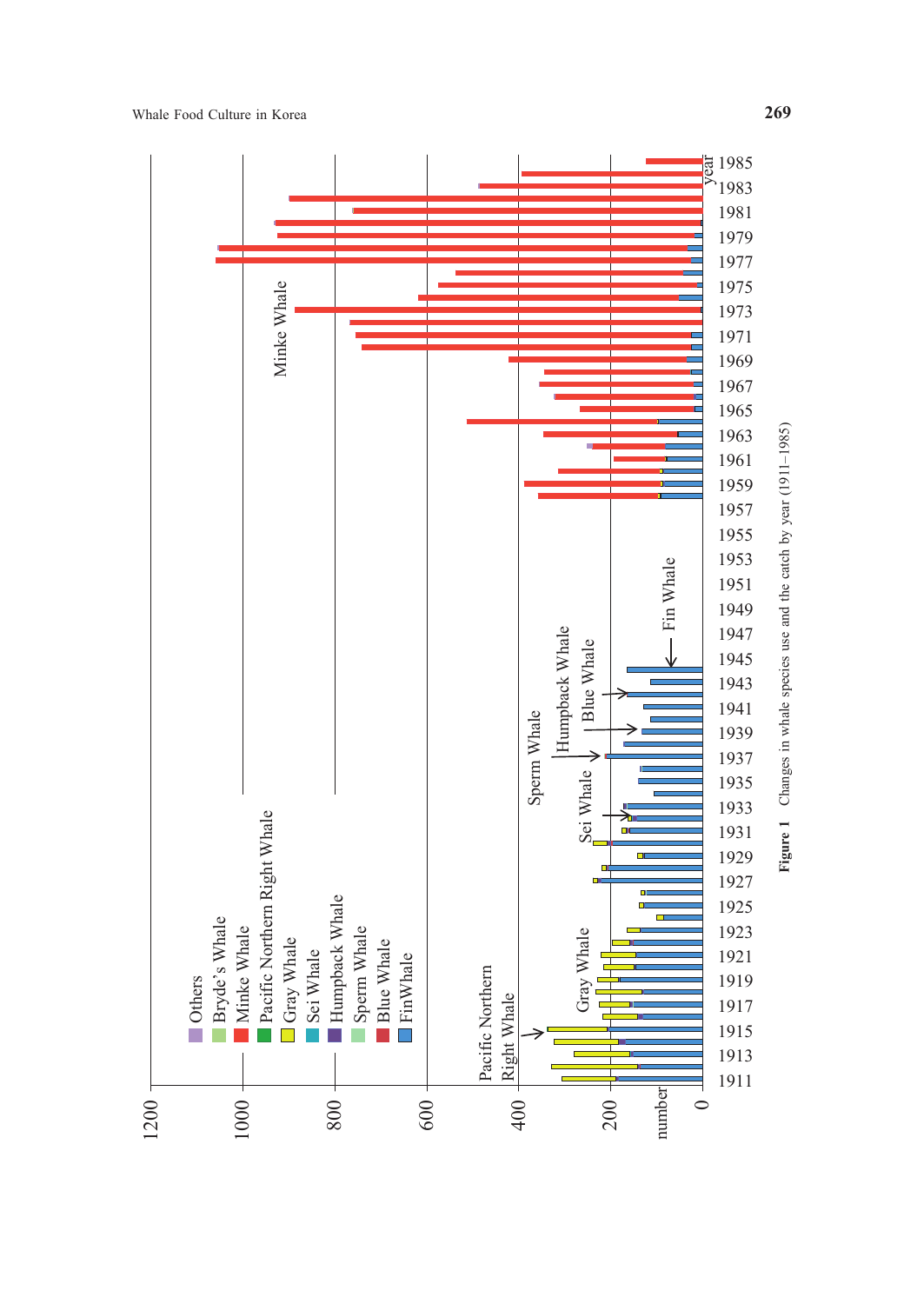Figure 1　Changes in whale species use and the catch by year (1911–1985)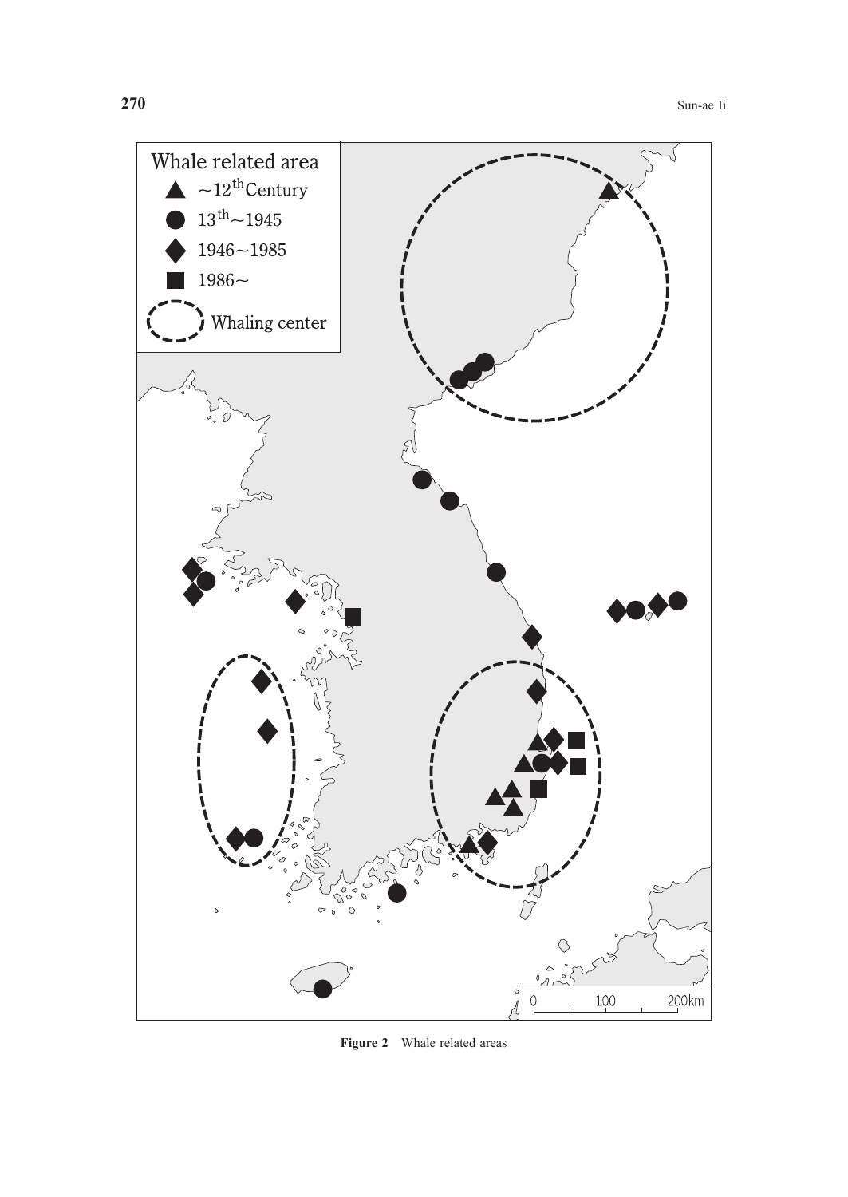**Figure 2** Whale related areas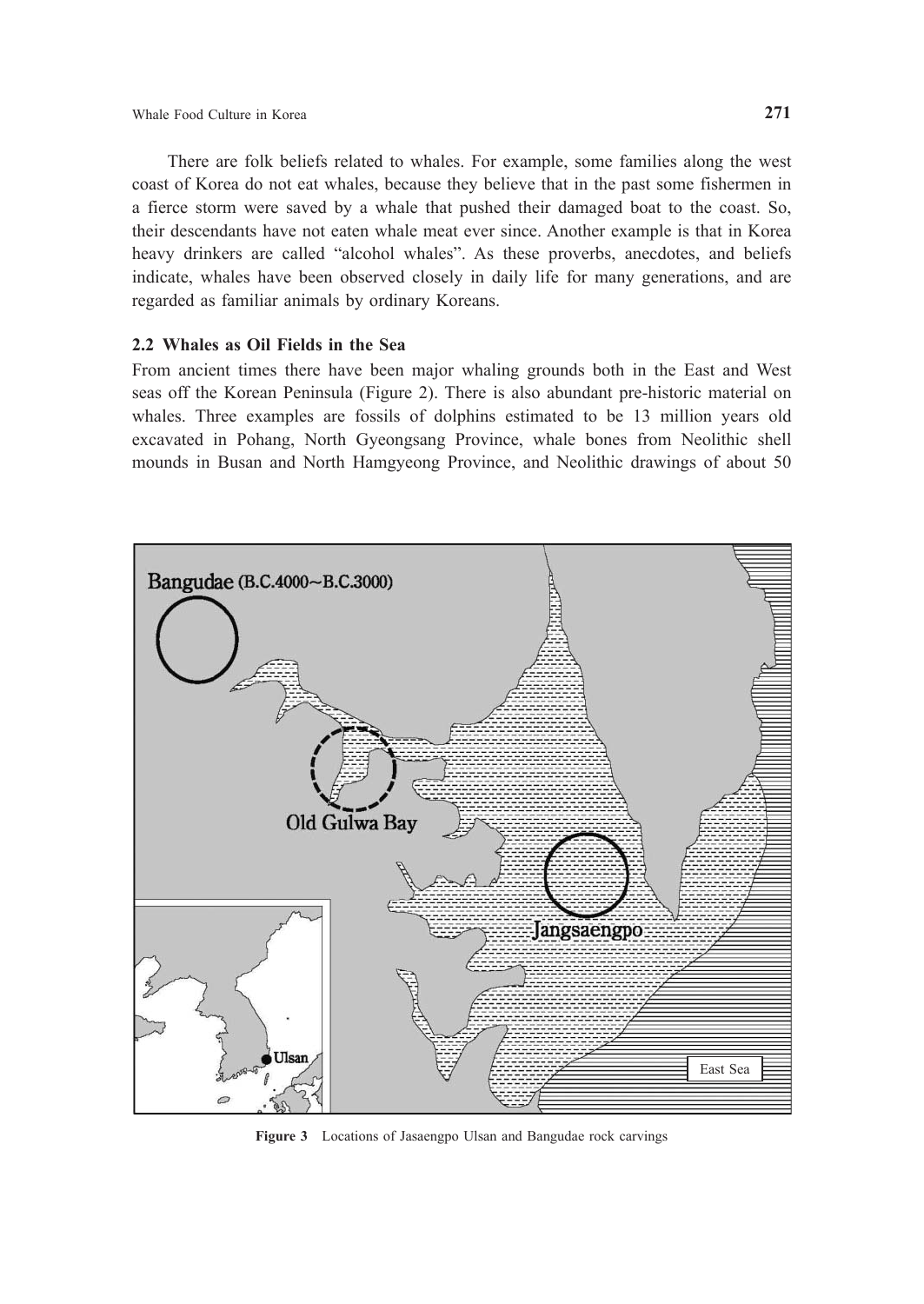There are folk beliefs related to whales. For example, some families along the west coast of Korea do not eat whales, because they believe that in the past some fishermen in a fierce storm were saved by a whale that pushed their damaged boat to the coast. So, their descendants have not eaten whale meat ever since. Another example is that in Korea heavy drinkers are called "alcohol whales". As these proverbs, anecdotes, and beliefs indicate, whales have been observed closely in daily life for many generations, and are regarded as familiar animals by ordinary Koreans.

### 2.2 Whales as Oil Fields in the Sea

From ancient times there have been major whaling grounds both in the East and West seas off the Korean Peninsula (Figure 2). There is also abundant pre-historic material on whales. Three examples are fossils of dolphins estimated to be 13 million years old excavated in Pohang, North Gyeongsang Province, whale bones from Neolithic shell mounds in Busan and North Hamgyeong Province, and Neolithic drawings of about 50

**Figure 3** Locations of Jasaengpo Ulsan and Bangudae rock carvings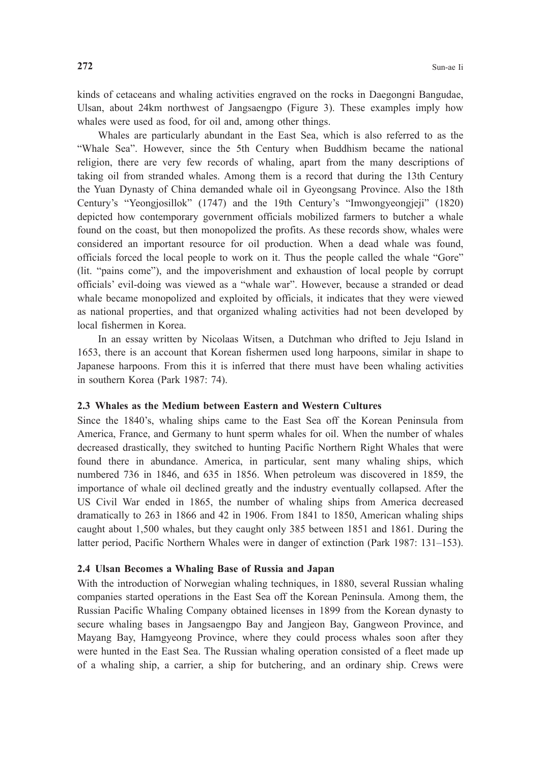kinds of cetaceans and whaling activities engraved on the rocks in Daegongni Bangudae, Ulsan, about 24km northwest of Jangsaengpo (Figure 3). These examples imply how whales were used as food, for oil and, among other things.

Whales are particularly abundant in the East Sea, which is also referred to as the "Whale Sea". However, since the 5th Century when Buddhism became the national religion, there are very few records of whaling, apart from the many descriptions of taking oil from stranded whales. Among them is a record that during the 13th Century the Yuan Dynasty of China demanded whale oil in Gyeongsang Province. Also the 18th Century's "Yeongjosillok" (1747) and the 19th Century's "Imwongyeongjeji" (1820) depicted how contemporary government officials mobilized farmers to butcher a whale found on the coast, but then monopolized the profits. As these records show, whales were considered an important resource for oil production. When a dead whale was found, officials forced the local people to work on it. Thus the people called the whale "Gore" (lit. "pains come"), and the impoverishment and exhaustion of local people by corrupt officials' evil-doing was viewed as a "whale war". However, because a stranded or dead whale became monopolized and exploited by officials, it indicates that they were viewed as national properties, and that organized whaling activities had not been developed by local fishermen in Korea.

In an essay written by Nicolaas Witsen, a Dutchman who drifted to Jeju Island in 1653, there is an account that Korean fishermen used long harpoons, similar in shape to Japanese harpoons. From this it is inferred that there must have been whaling activities in southern Korea (Park 1987: 74).

### 2.3 Whales as the Medium between Eastern and Western Cultures

Since the 1840's, whaling ships came to the East Sea off the Korean Peninsula from America, France, and Germany to hunt sperm whales for oil. When the number of whales decreased drastically, they switched to hunting Pacific Northern Right Whales that were found there in abundance. America, in particular, sent many whaling ships, which numbered 736 in 1846, and 635 in 1856. When petroleum was discovered in 1859, the importance of whale oil declined greatly and the industry eventually collapsed. After the US Civil War ended in 1865, the number of whaling ships from America decreased dramatically to 263 in 1866 and 42 in 1906. From 1841 to 1850, American whaling ships caught about 1,500 whales, but they caught only 385 between 1851 and 1861. During the latter period, Pacific Northern Whales were in danger of extinction (Park 1987: 131–153).

### 2.4 Ulsan Becomes a Whaling Base of Russia and Japan

With the introduction of Norwegian whaling techniques, in 1880, several Russian whaling companies started operations in the East Sea off the Korean Peninsula. Among them, the Russian Pacific Whaling Company obtained licenses in 1899 from the Korean dynasty to secure whaling bases in Jangsaengpo Bay and Jangjeon Bay, Gangweon Province, and Mayang Bay, Hamgyeong Province, where they could process whales soon after they were hunted in the East Sea. The Russian whaling operation consisted of a fleet made up of a whaling ship, a carrier, a ship for butchering, and an ordinary ship. Crews were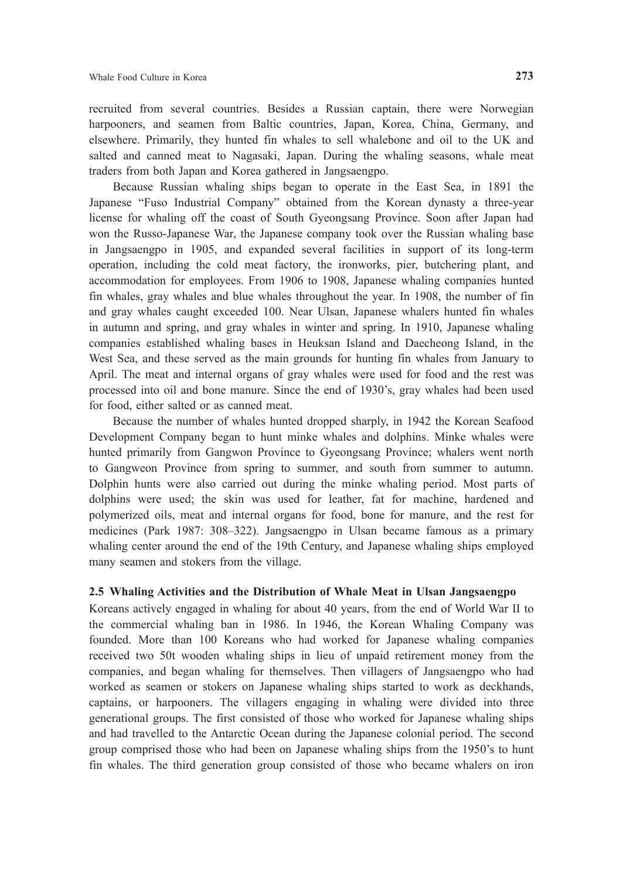recruited from several countries. Besides a Russian captain, there were Norwegian harpooners, and seamen from Baltic countries, Japan, Korea, China, Germany, and elsewhere. Primarily, they hunted fin whales to sell whalebone and oil to the UK and salted and canned meat to Nagasaki, Japan. During the whaling seasons, whale meat traders from both Japan and Korea gathered in Jangsaengpo.

Because Russian whaling ships began to operate in the East Sea, in 1891 the Japanese "Fuso Industrial Company" obtained from the Korean dynasty a three-year license for whaling off the coast of South Gyeongsang Province. Soon after Japan had won the Russo-Japanese War, the Japanese company took over the Russian whaling base in Jangsaengpo in 1905, and expanded several facilities in support of its long-term operation, including the cold meat factory, the ironworks, pier, butchering plant, and accommodation for employees. From 1906 to 1908, Japanese whaling companies hunted fin whales, gray whales and blue whales throughout the year. In 1908, the number of fin and gray whales caught exceeded 100. Near Ulsan, Japanese whalers hunted fin whales in autumn and spring, and gray whales in winter and spring. In 1910, Japanese whaling companies established whaling bases in Heuksan Island and Daecheong Island, in the West Sea, and these served as the main grounds for hunting fin whales from January to April. The meat and internal organs of gray whales were used for food and the rest was processed into oil and bone manure. Since the end of 1930's, gray whales had been used for food, either salted or as canned meat.

Because the number of whales hunted dropped sharply, in 1942 the Korean Seafood Development Company began to hunt minke whales and dolphins. Minke whales were hunted primarily from Gangwon Province to Gyeongsang Province; whalers went north to Gangweon Province from spring to summer, and south from summer to autumn. Dolphin hunts were also carried out during the minke whaling period. Most parts of dolphins were used; the skin was used for leather, fat for machine, hardened and polymerized oils, meat and internal organs for food, bone for manure, and the rest for medicines (Park 1987: 308–322). Jangsaengpo in Ulsan became famous as a primary whaling center around the end of the 19th Century, and Japanese whaling ships employed many seamen and stokers from the village.

### 2.5 Whaling Activities and the Distribution of Whale Meat in Ulsan Jangsaengpo

Koreans actively engaged in whaling for about 40 years, from the end of World War II to the commercial whaling ban in 1986. In 1946, the Korean Whaling Company was founded. More than 100 Koreans who had worked for Japanese whaling companies received two 50t wooden whaling ships in lieu of unpaid retirement money from the companies, and began whaling for themselves. Then villagers of Jangsaengpo who had worked as seamen or stokers on Japanese whaling ships started to work as deckhands, captains, or harpooners. The villagers engaging in whaling were divided into three generational groups. The first consisted of those who worked for Japanese whaling ships and had travelled to the Antarctic Ocean during the Japanese colonial period. The second group comprised those who had been on Japanese whaling ships from the 1950's to hunt fin whales. The third generation group consisted of those who became whalers on iron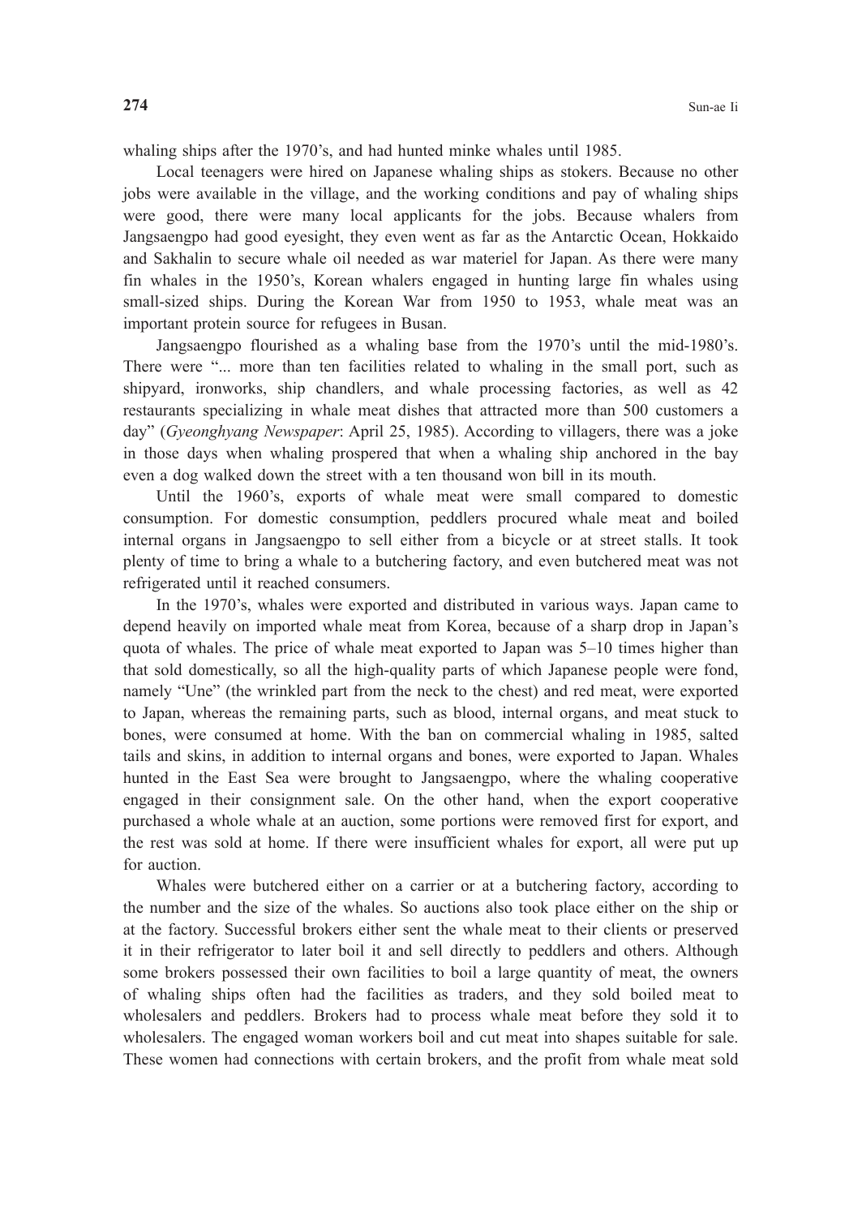whaling ships after the 1970's, and had hunted minke whales until 1985.

Local teenagers were hired on Japanese whaling ships as stokers. Because no other jobs were available in the village, and the working conditions and pay of whaling ships were good, there were many local applicants for the jobs. Because whalers from Jangsaengpo had good eyesight, they even went as far as the Antarctic Ocean, Hokkaido and Sakhalin to secure whale oil needed as war materiel for Japan. As there were many fin whales in the 1950's, Korean whalers engaged in hunting large fin whales using small-sized ships. During the Korean War from 1950 to 1953, whale meat was an important protein source for refugees in Busan.

Jangsaengpo flourished as a whaling base from the 1970's until the mid-1980's. There were "... more than ten facilities related to whaling in the small port, such as shipyard, ironworks, ship chandlers, and whale processing factories, as well as 42 restaurants specializing in whale meat dishes that attracted more than 500 customers a day" (*Gyeonghyang Newspaper*: April 25, 1985). According to villagers, there was a joke in those days when whaling prospered that when a whaling ship anchored in the bay even a dog walked down the street with a ten thousand won bill in its mouth.

Until the 1960's, exports of whale meat were small compared to domestic consumption. For domestic consumption, peddlers procured whale meat and boiled internal organs in Jangsaengpo to sell either from a bicycle or at street stalls. It took plenty of time to bring a whale to a butchering factory, and even butchered meat was not refrigerated until it reached consumers.

In the 1970's, whales were exported and distributed in various ways. Japan came to depend heavily on imported whale meat from Korea, because of a sharp drop in Japan's quota of whales. The price of whale meat exported to Japan was 5–10 times higher than that sold domestically, so all the high-quality parts of which Japanese people were fond, namely "Une" (the wrinkled part from the neck to the chest) and red meat, were exported to Japan, whereas the remaining parts, such as blood, internal organs, and meat stuck to bones, were consumed at home. With the ban on commercial whaling in 1985, salted tails and skins, in addition to internal organs and bones, were exported to Japan. Whales hunted in the East Sea were brought to Jangsaengpo, where the whaling cooperative engaged in their consignment sale. On the other hand, when the export cooperative purchased a whole whale at an auction, some portions were removed first for export, and the rest was sold at home. If there were insufficient whales for export, all were put up for auction.

Whales were butchered either on a carrier or at a butchering factory, according to the number and the size of the whales. So auctions also took place either on the ship or at the factory. Successful brokers either sent the whale meat to their clients or preserved it in their refrigerator to later boil it and sell directly to peddlers and others. Although some brokers possessed their own facilities to boil a large quantity of meat, the owners of whaling ships often had the facilities as traders, and they sold boiled meat to wholesalers and peddlers. Brokers had to process whale meat before they sold it to wholesalers. The engaged woman workers boil and cut meat into shapes suitable for sale. These women had connections with certain brokers, and the profit from whale meat sold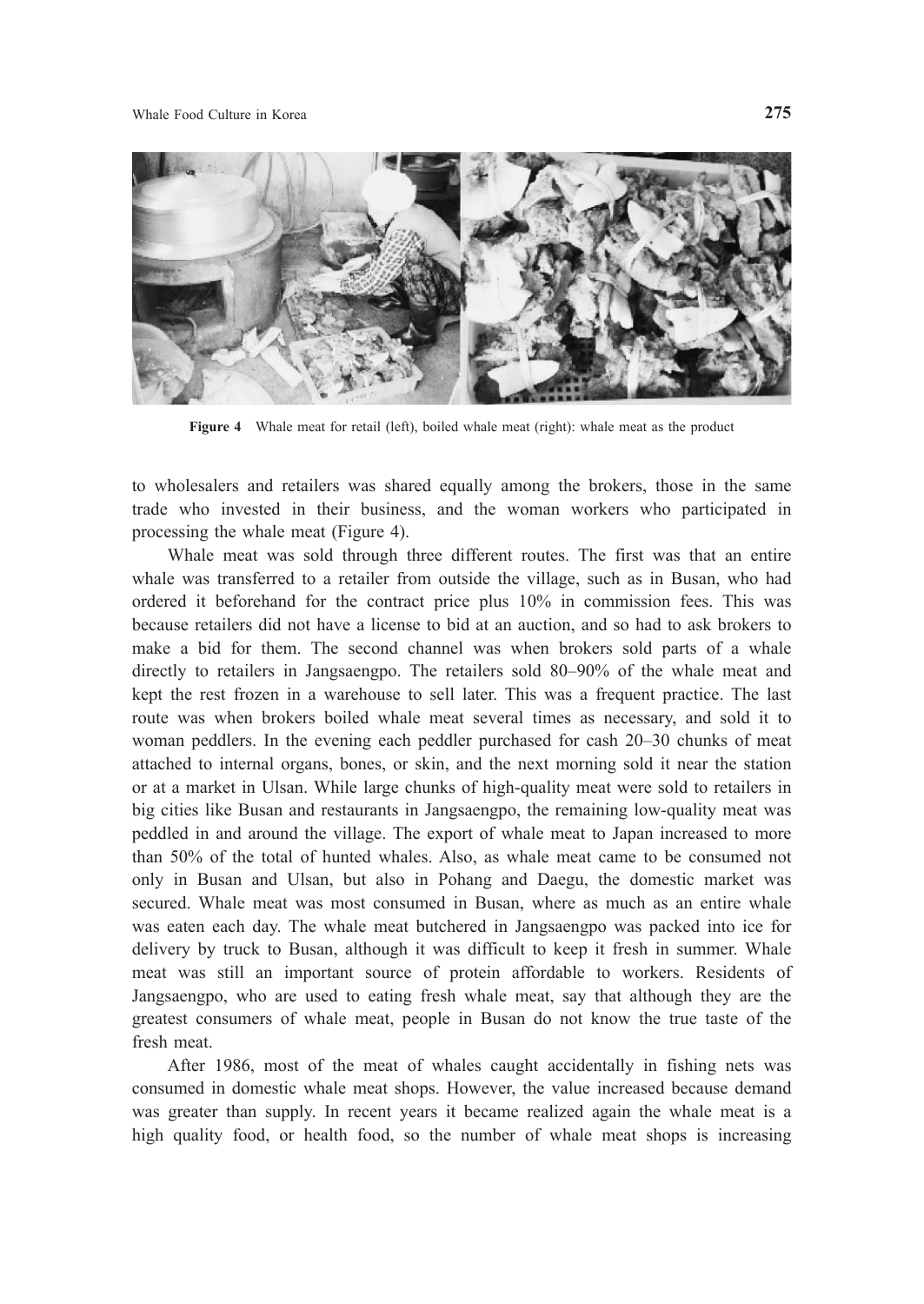Figure 4 Whale meat for retail (left), boiled whale meat (right): whale meat as the product

to wholesalers and retailers was shared equally among the brokers, those in the same trade who invested in their business, and the woman workers who participated in processing the whale meat (Figure 4).

Whale meat was sold through three different routes. The first was that an entire whale was transferred to a retailer from outside the village, such as in Busan, who had ordered it beforehand for the contract price plus 10% in commission fees. This was because retailers did not have a license to bid at an auction, and so had to ask brokers to make a bid for them. The second channel was when brokers sold parts of a whale directly to retailers in Jangsaengpo. The retailers sold 80–90% of the whale meat and kept the rest frozen in a warehouse to sell later. This was a frequent practice. The last route was when brokers boiled whale meat several times as necessary, and sold it to woman peddlers. In the evening each peddler purchased for cash 20–30 chunks of meat attached to internal organs, bones, or skin, and the next morning sold it near the station or at a market in Ulsan. While large chunks of high-quality meat were sold to retailers in big cities like Busan and restaurants in Jangsaengpo, the remaining low-quality meat was peddled in and around the village. The export of whale meat to Japan increased to more than 50% of the total of hunted whales. Also, as whale meat came to be consumed not only in Busan and Ulsan, but also in Pohang and Daegu, the domestic market was secured. Whale meat was most consumed in Busan, where as much as an entire whale was eaten each day. The whale meat butchered in Jangsaengpo was packed into ice for delivery by truck to Busan, although it was difficult to keep it fresh in summer. Whale meat was still an important source of protein affordable to workers. Residents of Jangsaengpo, who are used to eating fresh whale meat, say that although they are the greatest consumers of whale meat, people in Busan do not know the true taste of the fresh meat.

After 1986, most of the meat of whales caught accidentally in fishing nets was consumed in domestic whale meat shops. However, the value increased because demand was greater than supply. In recent years it became realized again the whale meat is a high quality food, or health food, so the number of whale meat shops is increasing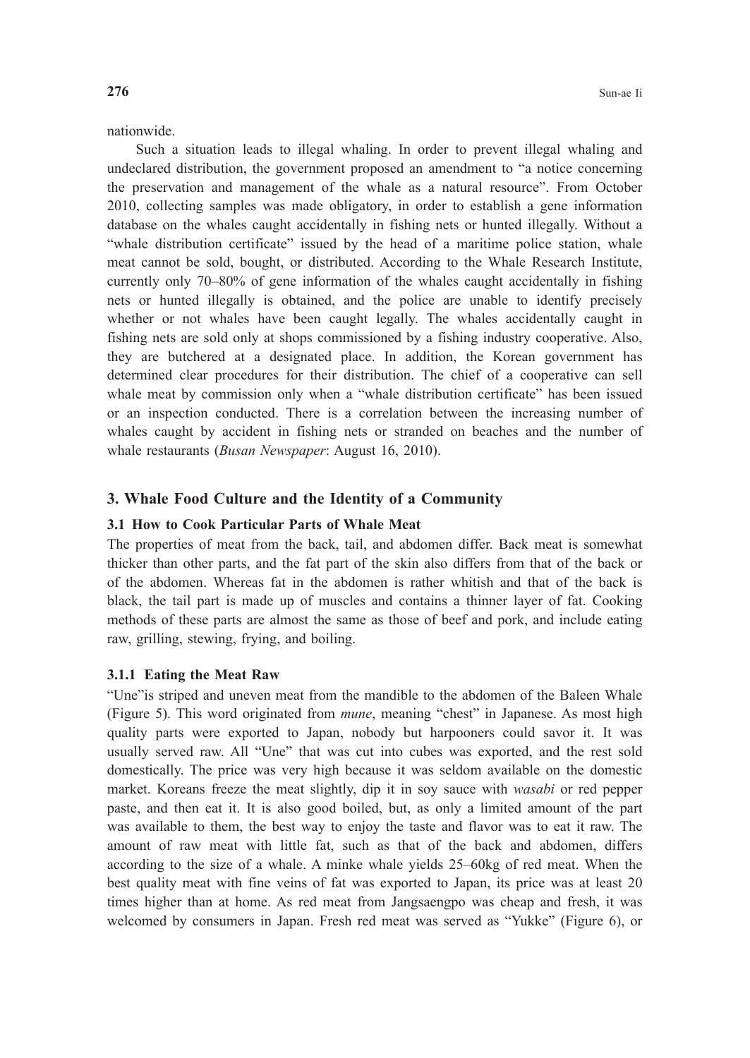nationwide.

Such a situation leads to illegal whaling. In order to prevent illegal whaling and undeclared distribution, the government proposed an amendment to "a notice concerning the preservation and management of the whale as a natural resource". From October 2010, collecting samples was made obligatory, in order to establish a gene information database on the whales caught accidentally in fishing nets or hunted illegally. Without a "whale distribution certificate" issued by the head of a maritime police station, whale meat cannot be sold, bought, or distributed. According to the Whale Research Institute, currently only 70–80% of gene information of the whales caught accidentally in fishing nets or hunted illegally is obtained, and the police are unable to identify precisely whether or not whales have been caught legally. The whales accidentally caught in fishing nets are sold only at shops commissioned by a fishing industry cooperative. Also, they are butchered at a designated place. In addition, the Korean government has determined clear procedures for their distribution. The chief of a cooperative can sell whale meat by commission only when a "whale distribution certificate" has been issued or an inspection conducted. There is a correlation between the increasing number of whales caught by accident in fishing nets or stranded on beaches and the number of whale restaurants (*Busan Newspaper*: August 16, 2010).

## 3. Whale Food Culture and the Identity of a Community

### 3.1 How to Cook Particular Parts of Whale Meat

The properties of meat from the back, tail, and abdomen differ. Back meat is somewhat thicker than other parts, and the fat part of the skin also differs from that of the back or of the abdomen. Whereas fat in the abdomen is rather whitish and that of the back is black, the tail part is made up of muscles and contains a thinner layer of fat. Cooking methods of these parts are almost the same as those of beef and pork, and include eating raw, grilling, stewing, frying, and boiling.

#### 3.1.1 Eating the Meat Raw

"Une"is striped and uneven meat from the mandible to the abdomen of the Baleen Whale (Figure 5). This word originated from *mune*, meaning "chest" in Japanese. As most high quality parts were exported to Japan, nobody but harpooners could savor it. It was usually served raw. All "Une" that was cut into cubes was exported, and the rest sold domestically. The price was very high because it was seldom available on the domestic market. Koreans freeze the meat slightly, dip it in soy sauce with *wasabi* or red pepper paste, and then eat it. It is also good boiled, but, as only a limited amount of the part was available to them, the best way to enjoy the taste and flavor was to eat it raw. The amount of raw meat with little fat, such as that of the back and abdomen, differs according to the size of a whale. A minke whale yields 25–60kg of red meat. When the best quality meat with fine veins of fat was exported to Japan, its price was at least 20 times higher than at home. As red meat from Jangsaengpo was cheap and fresh, it was welcomed by consumers in Japan. Fresh red meat was served as "Yukke" (Figure 6), or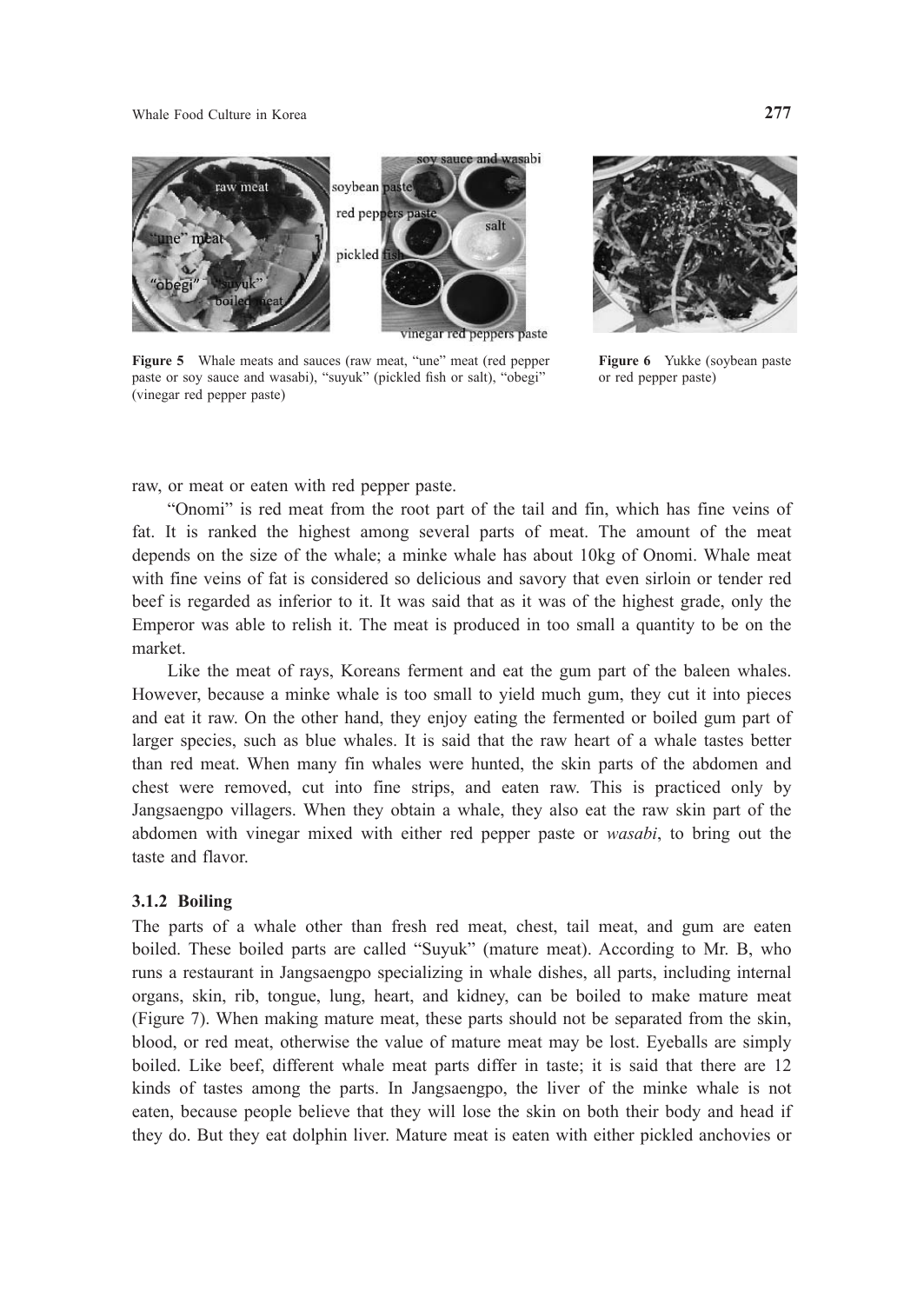Figure 5 Whale meats and sauces (raw meat, “une” meat (red pepper paste or soy sauce and wasabi), “suyuk” (pickled fish or salt), “obegi” (vinegar red pepper paste)

Figure 6 Yukke (soybean paste or red pepper paste)

raw, or meat or eaten with red pepper paste.

“Onomi” is red meat from the root part of the tail and fin, which has fine veins of fat. It is ranked the highest among several parts of meat. The amount of the meat depends on the size of the whale; a minke whale has about 10kg of Onomi. Whale meat with fine veins of fat is considered so delicious and savory that even sirloin or tender red beef is regarded as inferior to it. It was said that as it was of the highest grade, only the Emperor was able to relish it. The meat is produced in too small a quantity to be on the market.

Like the meat of rays, Koreans ferment and eat the gum part of the baleen whales. However, because a minke whale is too small to yield much gum, they cut it into pieces and eat it raw. On the other hand, they enjoy eating the fermented or boiled gum part of larger species, such as blue whales. It is said that the raw heart of a whale tastes better than red meat. When many fin whales were hunted, the skin parts of the abdomen and chest were removed, cut into fine strips, and eaten raw. This is practiced only by Jangsaengpo villagers. When they obtain a whale, they also eat the raw skin part of the abdomen with vinegar mixed with either red pepper paste or *wasabi*, to bring out the taste and flavor.

### 3.1.2 Boiling

The parts of a whale other than fresh red meat, chest, tail meat, and gum are eaten boiled. These boiled parts are called “Suyuk” (mature meat). According to Mr. B, who runs a restaurant in Jangsaengpo specializing in whale dishes, all parts, including internal organs, skin, rib, tongue, lung, heart, and kidney, can be boiled to make mature meat (Figure 7). When making mature meat, these parts should not be separated from the skin, blood, or red meat, otherwise the value of mature meat may be lost. Eyeballs are simply boiled. Like beef, different whale meat parts differ in taste; it is said that there are 12 kinds of tastes among the parts. In Jangsaengpo, the liver of the minke whale is not eaten, because people believe that they will lose the skin on both their body and head if they do. But they eat dolphin liver. Mature meat is eaten with either pickled anchovies or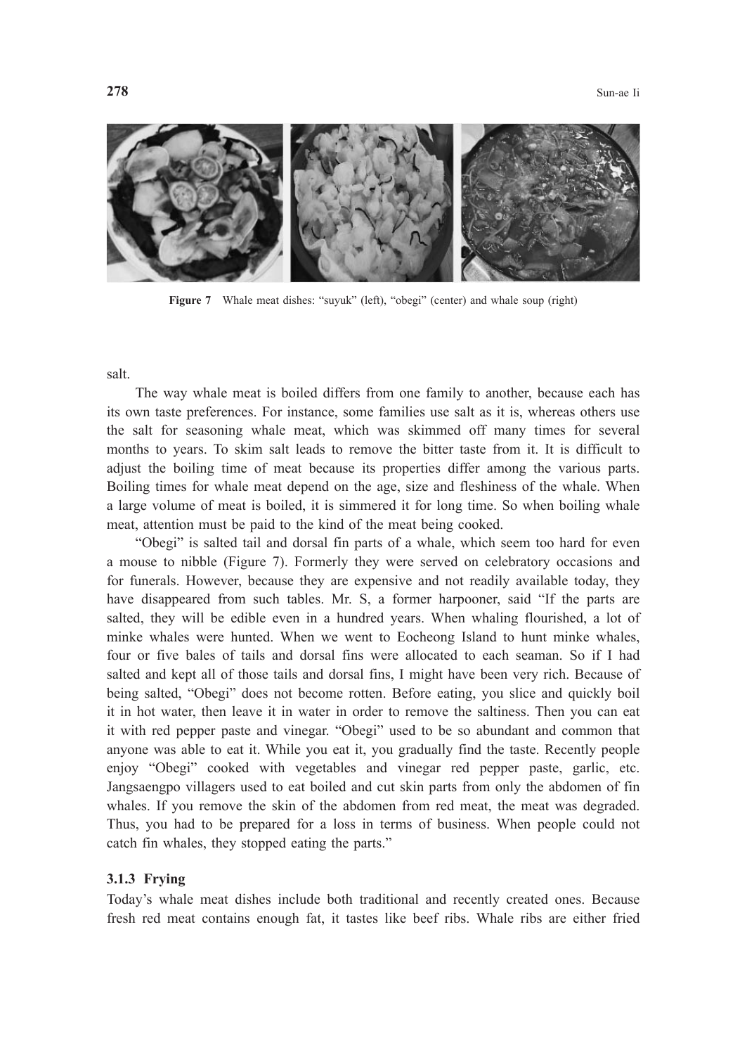**Figure 7** Whale meat dishes: "suyuk" (left), "obegi" (center) and whale soup (right)

salt.

The way whale meat is boiled differs from one family to another, because each has its own taste preferences. For instance, some families use salt as it is, whereas others use the salt for seasoning whale meat, which was skimmed off many times for several months to years. To skim salt leads to remove the bitter taste from it. It is difficult to adjust the boiling time of meat because its properties differ among the various parts. Boiling times for whale meat depend on the age, size and fleshiness of the whale. When a large volume of meat is boiled, it is simmered it for long time. So when boiling whale meat, attention must be paid to the kind of the meat being cooked.

"Obegi" is salted tail and dorsal fin parts of a whale, which seem too hard for even a mouse to nibble (Figure 7). Formerly they were served on celebratory occasions and for funerals. However, because they are expensive and not readily available today, they have disappeared from such tables. Mr. S, a former harpooner, said "If the parts are salted, they will be edible even in a hundred years. When whaling flourished, a lot of minke whales were hunted. When we went to Eocheong Island to hunt minke whales, four or five bales of tails and dorsal fins were allocated to each seaman. So if I had salted and kept all of those tails and dorsal fins, I might have been very rich. Because of being salted, "Obegi" does not become rotten. Before eating, you slice and quickly boil it in hot water, then leave it in water in order to remove the saltiness. Then you can eat it with red pepper paste and vinegar. "Obegi" used to be so abundant and common that anyone was able to eat it. While you eat it, you gradually find the taste. Recently people enjoy "Obegi" cooked with vegetables and vinegar red pepper paste, garlic, etc. Jangsaengpo villagers used to eat boiled and cut skin parts from only the abdomen of fin whales. If you remove the skin of the abdomen from red meat, the meat was degraded. Thus, you had to be prepared for a loss in terms of business. When people could not catch fin whales, they stopped eating the parts."

### 3.1.3 Frying

Today's whale meat dishes include both traditional and recently created ones. Because fresh red meat contains enough fat, it tastes like beef ribs. Whale ribs are either fried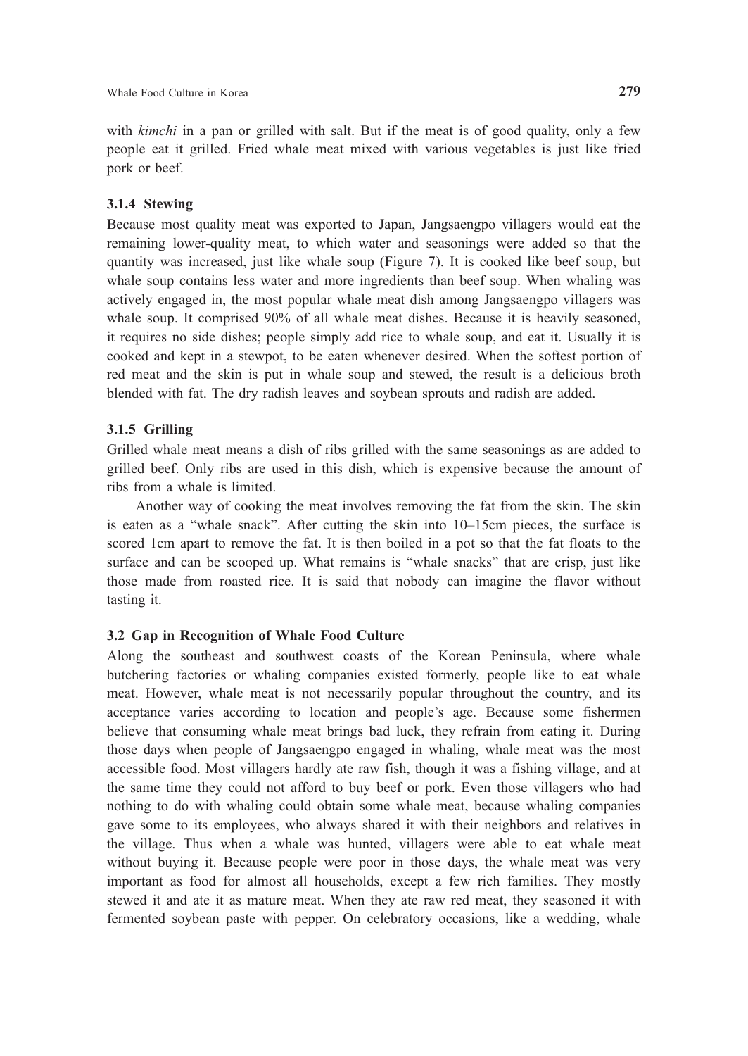with *kimchi* in a pan or grilled with salt. But if the meat is of good quality, only a few people eat it grilled. Fried whale meat mixed with various vegetables is just like fried pork or beef.

### 3.1.4 Stewing

Because most quality meat was exported to Japan, Jangsaengpo villagers would eat the remaining lower-quality meat, to which water and seasonings were added so that the quantity was increased, just like whale soup (Figure 7). It is cooked like beef soup, but whale soup contains less water and more ingredients than beef soup. When whaling was actively engaged in, the most popular whale meat dish among Jangsaengpo villagers was whale soup. It comprised 90% of all whale meat dishes. Because it is heavily seasoned, it requires no side dishes; people simply add rice to whale soup, and eat it. Usually it is cooked and kept in a stewpot, to be eaten whenever desired. When the softest portion of red meat and the skin is put in whale soup and stewed, the result is a delicious broth blended with fat. The dry radish leaves and soybean sprouts and radish are added.

### 3.1.5 Grilling

Grilled whale meat means a dish of ribs grilled with the same seasonings as are added to grilled beef. Only ribs are used in this dish, which is expensive because the amount of ribs from a whale is limited.

Another way of cooking the meat involves removing the fat from the skin. The skin is eaten as a "whale snack". After cutting the skin into 10–15cm pieces, the surface is scored 1cm apart to remove the fat. It is then boiled in a pot so that the fat floats to the surface and can be scooped up. What remains is "whale snacks" that are crisp, just like those made from roasted rice. It is said that nobody can imagine the flavor without tasting it.

## 3.2 Gap in Recognition of Whale Food Culture

Along the southeast and southwest coasts of the Korean Peninsula, where whale butchering factories or whaling companies existed formerly, people like to eat whale meat. However, whale meat is not necessarily popular throughout the country, and its acceptance varies according to location and people's age. Because some fishermen believe that consuming whale meat brings bad luck, they refrain from eating it. During those days when people of Jangsaengpo engaged in whaling, whale meat was the most accessible food. Most villagers hardly ate raw fish, though it was a fishing village, and at the same time they could not afford to buy beef or pork. Even those villagers who had nothing to do with whaling could obtain some whale meat, because whaling companies gave some to its employees, who always shared it with their neighbors and relatives in the village. Thus when a whale was hunted, villagers were able to eat whale meat without buying it. Because people were poor in those days, the whale meat was very important as food for almost all households, except a few rich families. They mostly stewed it and ate it as mature meat. When they ate raw red meat, they seasoned it with fermented soybean paste with pepper. On celebratory occasions, like a wedding, whale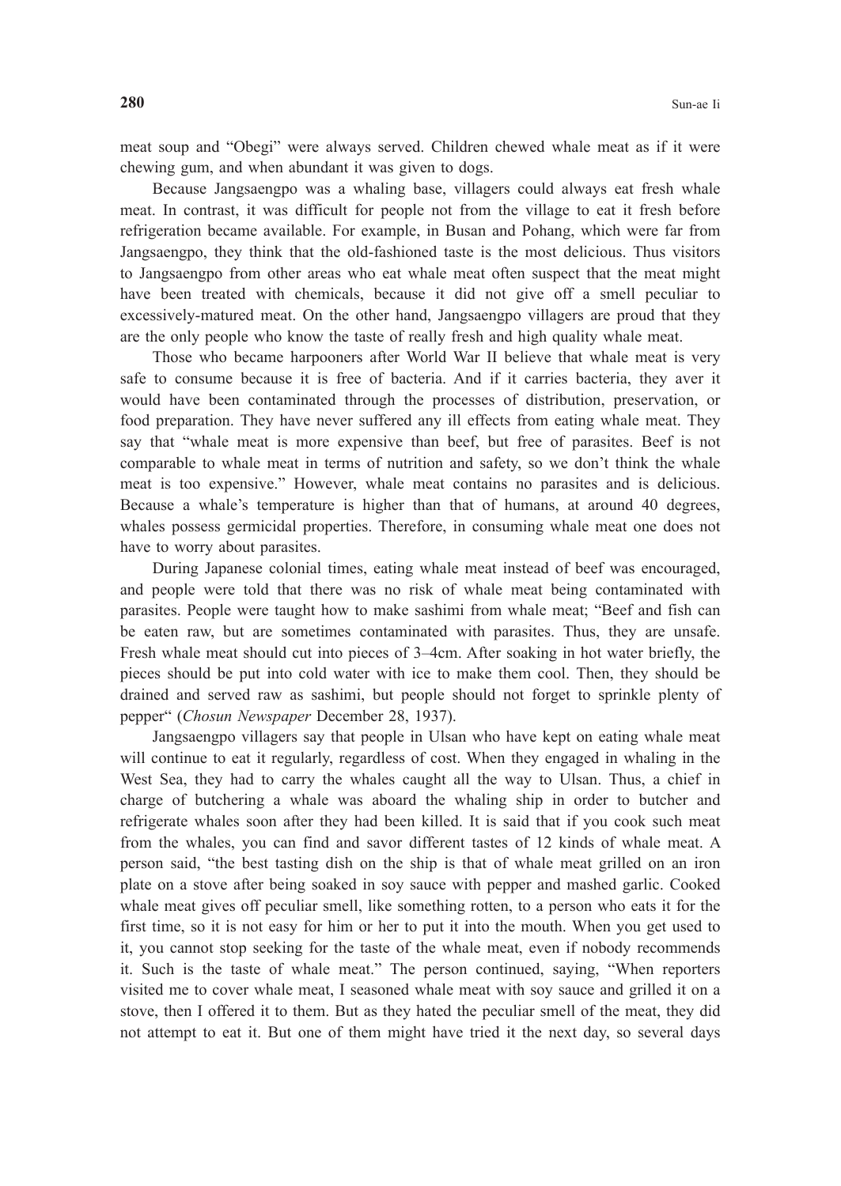meat soup and "Obegi" were always served. Children chewed whale meat as if it were chewing gum, and when abundant it was given to dogs.

Because Jangsaengpo was a whaling base, villagers could always eat fresh whale meat. In contrast, it was difficult for people not from the village to eat it fresh before refrigeration became available. For example, in Busan and Pohang, which were far from Jangsaengpo, they think that the old-fashioned taste is the most delicious. Thus visitors to Jangsaengpo from other areas who eat whale meat often suspect that the meat might have been treated with chemicals, because it did not give off a smell peculiar to excessively-matured meat. On the other hand, Jangsaengpo villagers are proud that they are the only people who know the taste of really fresh and high quality whale meat.

Those who became harpooners after World War II believe that whale meat is very safe to consume because it is free of bacteria. And if it carries bacteria, they aver it would have been contaminated through the processes of distribution, preservation, or food preparation. They have never suffered any ill effects from eating whale meat. They say that "whale meat is more expensive than beef, but free of parasites. Beef is not comparable to whale meat in terms of nutrition and safety, so we don't think the whale meat is too expensive." However, whale meat contains no parasites and is delicious. Because a whale's temperature is higher than that of humans, at around 40 degrees, whales possess germicidal properties. Therefore, in consuming whale meat one does not have to worry about parasites.

During Japanese colonial times, eating whale meat instead of beef was encouraged, and people were told that there was no risk of whale meat being contaminated with parasites. People were taught how to make sashimi from whale meat; "Beef and fish can be eaten raw, but are sometimes contaminated with parasites. Thus, they are unsafe. Fresh whale meat should cut into pieces of 3–4cm. After soaking in hot water briefly, the pieces should be put into cold water with ice to make them cool. Then, they should be drained and served raw as sashimi, but people should not forget to sprinkle plenty of pepper" (*Chosun Newspaper* December 28, 1937).

Jangsaengpo villagers say that people in Ulsan who have kept on eating whale meat will continue to eat it regularly, regardless of cost. When they engaged in whaling in the West Sea, they had to carry the whales caught all the way to Ulsan. Thus, a chief in charge of butchering a whale was aboard the whaling ship in order to butcher and refrigerate whales soon after they had been killed. It is said that if you cook such meat from the whales, you can find and savor different tastes of 12 kinds of whale meat. A person said, "the best tasting dish on the ship is that of whale meat grilled on an iron plate on a stove after being soaked in soy sauce with pepper and mashed garlic. Cooked whale meat gives off peculiar smell, like something rotten, to a person who eats it for the first time, so it is not easy for him or her to put it into the mouth. When you get used to it, you cannot stop seeking for the taste of the whale meat, even if nobody recommends it. Such is the taste of whale meat." The person continued, saying, "When reporters visited me to cover whale meat, I seasoned whale meat with soy sauce and grilled it on a stove, then I offered it to them. But as they hated the peculiar smell of the meat, they did not attempt to eat it. But one of them might have tried it the next day, so several days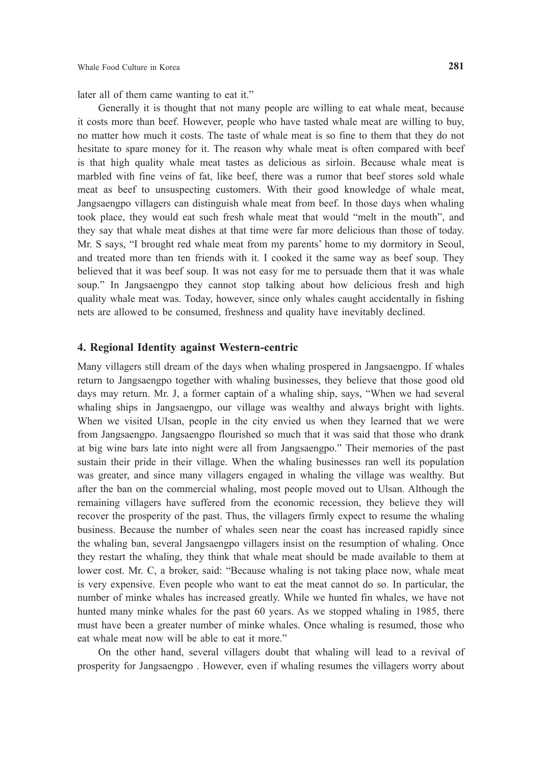later all of them came wanting to eat it."

Generally it is thought that not many people are willing to eat whale meat, because it costs more than beef. However, people who have tasted whale meat are willing to buy, no matter how much it costs. The taste of whale meat is so fine to them that they do not hesitate to spare money for it. The reason why whale meat is often compared with beef is that high quality whale meat tastes as delicious as sirloin. Because whale meat is marbled with fine veins of fat, like beef, there was a rumor that beef stores sold whale meat as beef to unsuspecting customers. With their good knowledge of whale meat, Jangsaengpo villagers can distinguish whale meat from beef. In those days when whaling took place, they would eat such fresh whale meat that would "melt in the mouth", and they say that whale meat dishes at that time were far more delicious than those of today. Mr. S says, "I brought red whale meat from my parents' home to my dormitory in Seoul, and treated more than ten friends with it. I cooked it the same way as beef soup. They believed that it was beef soup. It was not easy for me to persuade them that it was whale soup." In Jangsaengpo they cannot stop talking about how delicious fresh and high quality whale meat was. Today, however, since only whales caught accidentally in fishing nets are allowed to be consumed, freshness and quality have inevitably declined.

## 4. Regional Identity against Western-centric

Many villagers still dream of the days when whaling prospered in Jangsaengpo. If whales return to Jangsaengpo together with whaling businesses, they believe that those good old days may return. Mr. J, a former captain of a whaling ship, says, "When we had several whaling ships in Jangsaengpo, our village was wealthy and always bright with lights. When we visited Ulsan, people in the city envied us when they learned that we were from Jangsaengpo. Jangsaengpo flourished so much that it was said that those who drank at big wine bars late into night were all from Jangsaengpo." Their memories of the past sustain their pride in their village. When the whaling businesses ran well its population was greater, and since many villagers engaged in whaling the village was wealthy. But after the ban on the commercial whaling, most people moved out to Ulsan. Although the remaining villagers have suffered from the economic recession, they believe they will recover the prosperity of the past. Thus, the villagers firmly expect to resume the whaling business. Because the number of whales seen near the coast has increased rapidly since the whaling ban, several Jangsaengpo villagers insist on the resumption of whaling. Once they restart the whaling, they think that whale meat should be made available to them at lower cost. Mr. C, a broker, said: "Because whaling is not taking place now, whale meat is very expensive. Even people who want to eat the meat cannot do so. In particular, the number of minke whales has increased greatly. While we hunted fin whales, we have not hunted many minke whales for the past 60 years. As we stopped whaling in 1985, there must have been a greater number of minke whales. Once whaling is resumed, those who eat whale meat now will be able to eat it more."

On the other hand, several villagers doubt that whaling will lead to a revival of prosperity for Jangsaengpo . However, even if whaling resumes the villagers worry about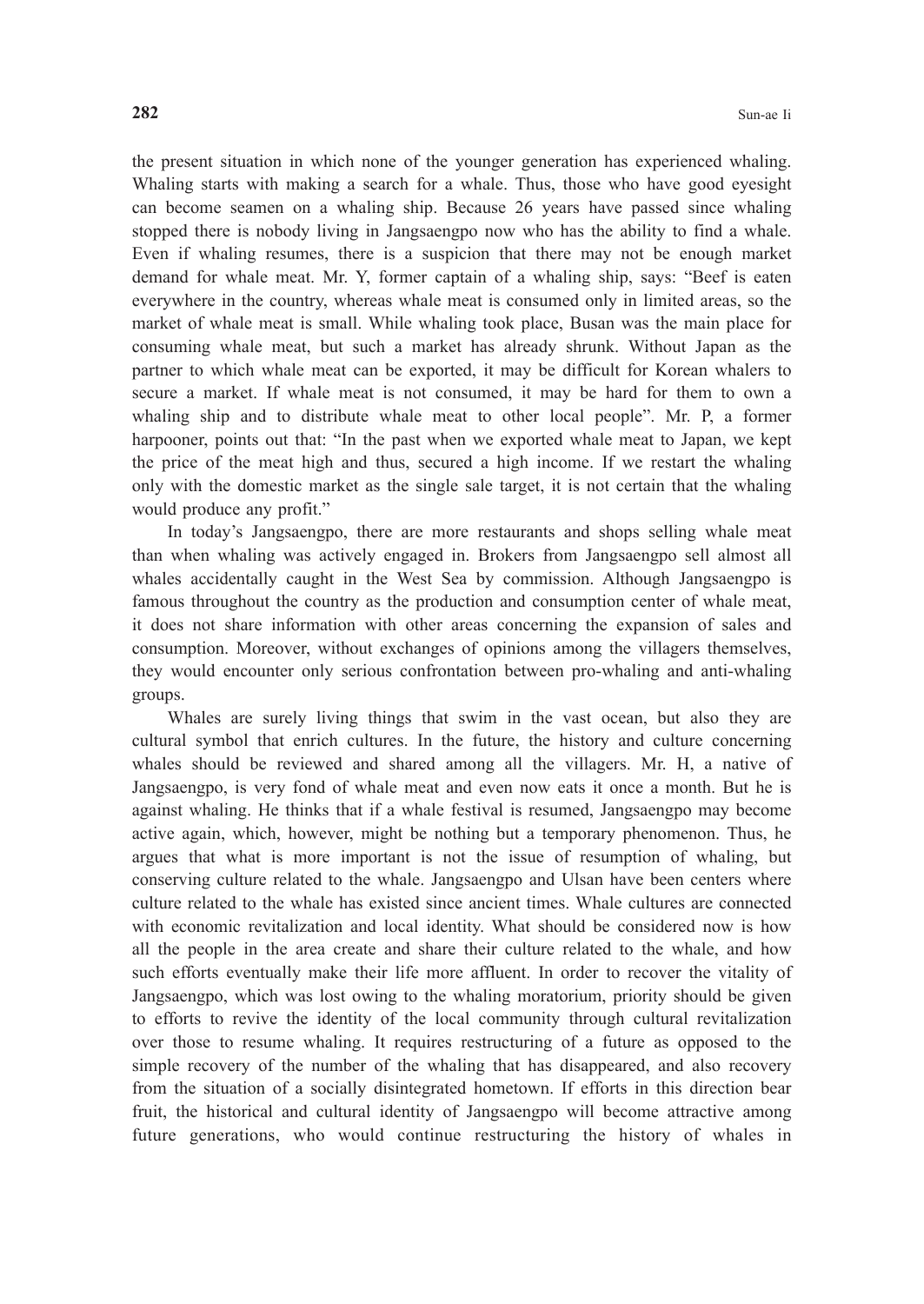the present situation in which none of the younger generation has experienced whaling. Whaling starts with making a search for a whale. Thus, those who have good eyesight can become seamen on a whaling ship. Because 26 years have passed since whaling stopped there is nobody living in Jangsaengpo now who has the ability to find a whale. Even if whaling resumes, there is a suspicion that there may not be enough market demand for whale meat. Mr. Y, former captain of a whaling ship, says: "Beef is eaten everywhere in the country, whereas whale meat is consumed only in limited areas, so the market of whale meat is small. While whaling took place, Busan was the main place for consuming whale meat, but such a market has already shrunk. Without Japan as the partner to which whale meat can be exported, it may be difficult for Korean whalers to secure a market. If whale meat is not consumed, it may be hard for them to own a whaling ship and to distribute whale meat to other local people". Mr. P, a former harpooner, points out that: "In the past when we exported whale meat to Japan, we kept the price of the meat high and thus, secured a high income. If we restart the whaling only with the domestic market as the single sale target, it is not certain that the whaling would produce any profit."

In today's Jangsaengpo, there are more restaurants and shops selling whale meat than when whaling was actively engaged in. Brokers from Jangsaengpo sell almost all whales accidentally caught in the West Sea by commission. Although Jangsaengpo is famous throughout the country as the production and consumption center of whale meat, it does not share information with other areas concerning the expansion of sales and consumption. Moreover, without exchanges of opinions among the villagers themselves, they would encounter only serious confrontation between pro-whaling and anti-whaling groups.

Whales are surely living things that swim in the vast ocean, but also they are cultural symbol that enrich cultures. In the future, the history and culture concerning whales should be reviewed and shared among all the villagers. Mr. H, a native of Jangsaengpo, is very fond of whale meat and even now eats it once a month. But he is against whaling. He thinks that if a whale festival is resumed, Jangsaengpo may become active again, which, however, might be nothing but a temporary phenomenon. Thus, he argues that what is more important is not the issue of resumption of whaling, but conserving culture related to the whale. Jangsaengpo and Ulsan have been centers where culture related to the whale has existed since ancient times. Whale cultures are connected with economic revitalization and local identity. What should be considered now is how all the people in the area create and share their culture related to the whale, and how such efforts eventually make their life more affluent. In order to recover the vitality of Jangsaengpo, which was lost owing to the whaling moratorium, priority should be given to efforts to revive the identity of the local community through cultural revitalization over those to resume whaling. It requires restructuring of a future as opposed to the simple recovery of the number of the whaling that has disappeared, and also recovery from the situation of a socially disintegrated hometown. If efforts in this direction bear fruit, the historical and cultural identity of Jangsaengpo will become attractive among future generations, who would continue restructuring the history of whales in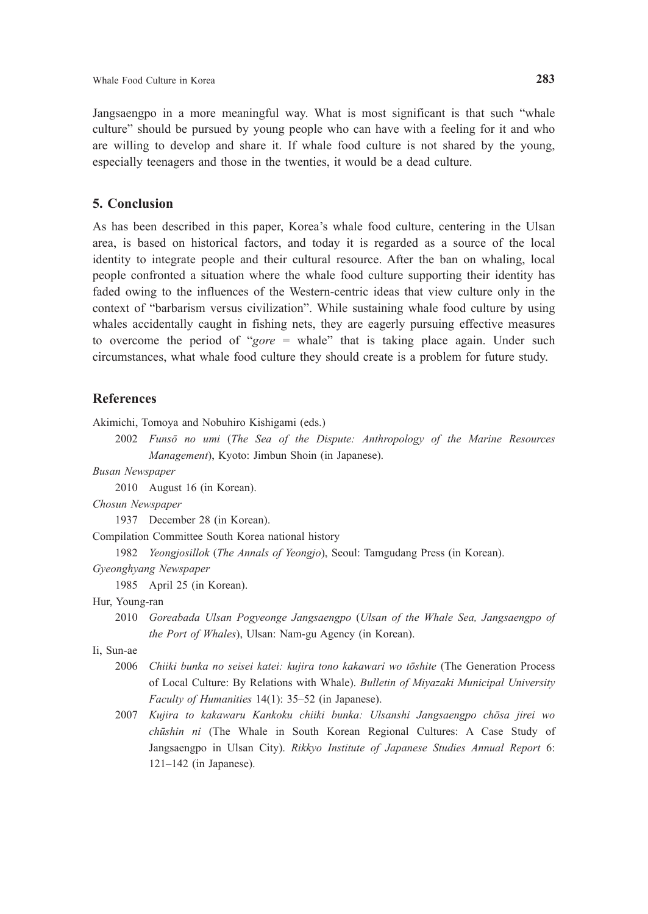Jangsaengpo in a more meaningful way. What is most significant is that such "whale culture" should be pursued by young people who can have with a feeling for it and who are willing to develop and share it. If whale food culture is not shared by the young, especially teenagers and those in the twenties, it would be a dead culture.

## 5. Conclusion

As has been described in this paper, Korea's whale food culture, centering in the Ulsan area, is based on historical factors, and today it is regarded as a source of the local identity to integrate people and their cultural resource. After the ban on whaling, local people confronted a situation where the whale food culture supporting their identity has faded owing to the influences of the Western-centric ideas that view culture only in the context of "barbarism versus civilization". While sustaining whale food culture by using whales accidentally caught in fishing nets, they are eagerly pursuing effective measures to overcome the period of "*gore* = whale" that is taking place again. Under such circumstances, what whale food culture they should create is a problem for future study.

## References

Akimichi, Tomoya and Nobuhiro Kishigami (eds.)

2002 *Funsō no umi* (*The Sea of the Dispute: Anthropology of the Marine Resources Management*), Kyoto: Jimbun Shoin (in Japanese).

*Busan Newspaper*

2010 August 16 (in Korean).

*Chosun Newspaper*

1937 December 28 (in Korean).

Compilation Committee South Korea national history

1982 *Yeongjosillok* (*The Annals of Yeongjo*), Seoul: Tamgudang Press (in Korean).

*Gyeonghyang Newspaper*

1985 April 25 (in Korean).

Hur, Young-ran

2010 *Goreabada Ulsan Pogyeonge Jangsaengpo* (*Ulsan of the Whale Sea, Jangsaengpo of the Port of Whales*), Ulsan: Nam-gu Agency (in Korean).

Ii, Sun-ae

2006 *Chiiki bunka no seisei katei: kujira tono kakawari wo tōshite* (The Generation Process of Local Culture: By Relations with Whale). *Bulletin of Miyazaki Municipal University Faculty of Humanities* 14(1): 35–52 (in Japanese).

2007 *Kujira to kakawaru Kankoku chiiki bunka: Ulsanshi Jangsaengpo chōsa jirei wo chūshin ni* (The Whale in South Korean Regional Cultures: A Case Study of Jangsaengpo in Ulsan City). *Rikkyo Institute of Japanese Studies Annual Report* 6: 121–142 (in Japanese).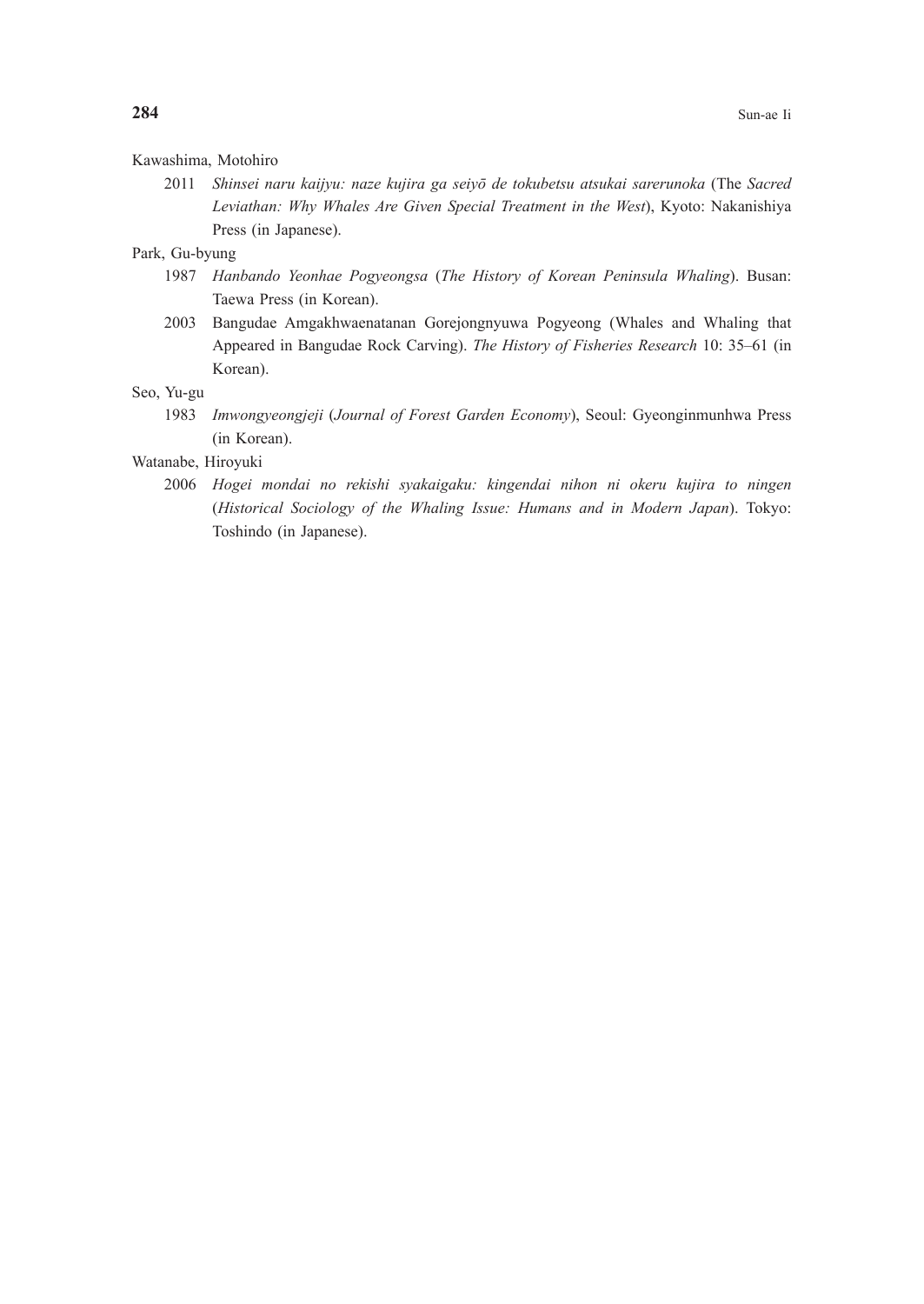Kawashima, Motohiro

2011 *Shinsei naru kaijyu: naze kujira ga seiyō de tokubetsu atsukai sarerunoka* (The *Sacred Leviathan: Why Whales Are Given Special Treatment in the West*), Kyoto: Nakanishiya Press (in Japanese).

Park, Gu-byung

1987 *Hanbando Yeonhae Pogyeongsa* (*The History of Korean Peninsula Whaling*). Busan: Taewa Press (in Korean).

2003 Bangudae Amgakhwaenatanan Gorejongnyuwa Pogyeong (Whales and Whaling that Appeared in Bangudae Rock Carving). *The History of Fisheries Research* 10: 35–61 (in Korean).

Seo, Yu-gu

1983 *Imwongyeongjeji* (*Journal of Forest Garden Economy*), Seoul: Gyeonginmunhwa Press (in Korean).

Watanabe, Hiroyuki

2006 *Hogei mondai no rekishi syakaigaku: kingendai nihon ni okeru kujira to ningen* (*Historical Sociology of the Whaling Issue: Humans and in Modern Japan*). Tokyo: Toshindo (in Japanese).